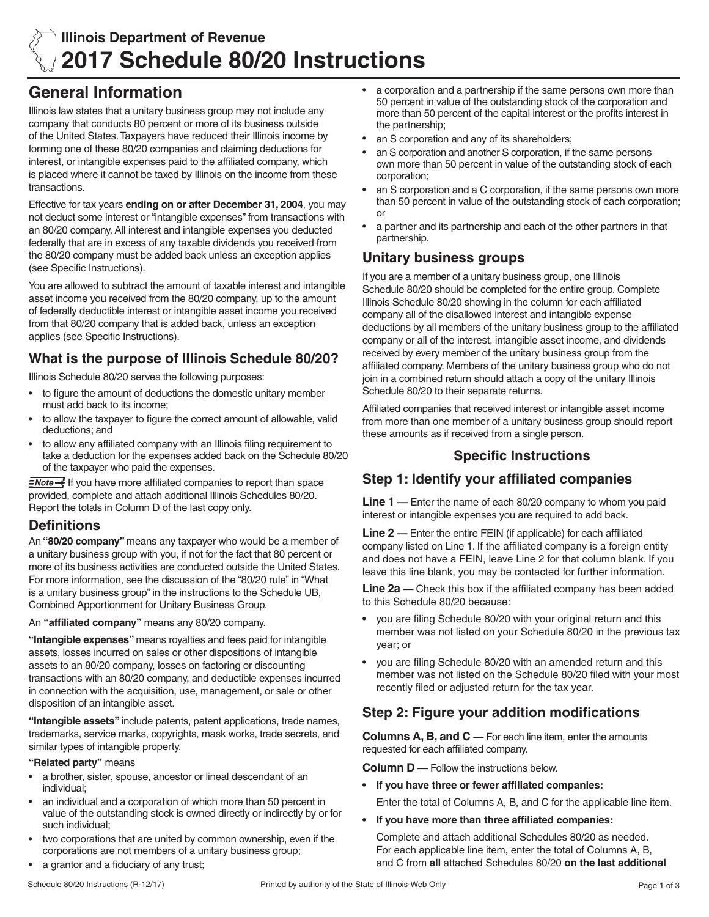**Illinois Department of Revenue**

# 2017 Schedule 80/20 Instructions

## General Information

Illinois law states that a unitary business group may not include any company that conducts 80 percent or more of its business outside of the United States. Taxpayers have reduced their Illinois income by forming one of these 80/20 companies and claiming deductions for interest, or intangible expenses paid to the affiliated company, which is placed where it cannot be taxed by Illinois on the income from these transactions.

Effective for tax years **ending on or after December 31, 2004**, you may not deduct some interest or "intangible expenses" from transactions with an 80/20 company. All interest and intangible expenses you deducted federally that are in excess of any taxable dividends you received from the 80/20 company must be added back unless an exception applies (see Specific Instructions).

You are allowed to subtract the amount of taxable interest and intangible asset income you received from the 80/20 company, up to the amount of federally deductible interest or intangible asset income you received from that 80/20 company that is added back, unless an exception applies (see Specific Instructions).

## What is the purpose of Illinois Schedule 80/20?

Illinois Schedule 80/20 serves the following purposes:

- to figure the amount of deductions the domestic unitary member must add back to its income;
- to allow the taxpayer to figure the correct amount of allowable, valid deductions; and
- to allow any affiliated company with an Illinois filing requirement to take a deduction for the expenses added back on the Schedule 80/20 of the taxpayer who paid the expenses.

**Note** If you have more affiliated companies to report than space provided, complete and attach additional Illinois Schedules 80/20. Report the totals in Column D of the last copy only.

## Definitions

An **"80/20 company"** means any taxpayer who would be a member of a unitary business group with you, if not for the fact that 80 percent or more of its business activities are conducted outside the United States. For more information, see the discussion of the "80/20 rule" in "What is a unitary business group" in the instructions to the Schedule UB, Combined Apportionment for Unitary Business Group.

An **"affiliated company"** means any 80/20 company.

**"Intangible expenses"** means royalties and fees paid for intangible assets, losses incurred on sales or other dispositions of intangible assets to an 80/20 company, losses on factoring or discounting transactions with an 80/20 company, and deductible expenses incurred in connection with the acquisition, use, management, or sale or other disposition of an intangible asset.

**"Intangible assets"** include patents, patent applications, trade names, trademarks, service marks, copyrights, mask works, trade secrets, and similar types of intangible property.

**"Related party"** means

- a brother, sister, spouse, ancestor or lineal descendant of an individual;
- an individual and a corporation of which more than 50 percent in value of the outstanding stock is owned directly or indirectly by or for such individual;
- two corporations that are united by common ownership, even if the corporations are not members of a unitary business group;
- a grantor and a fiduciary of any trust;
- a corporation and a partnership if the same persons own more than 50 percent in value of the outstanding stock of the corporation and more than 50 percent of the capital interest or the profits interest in the partnership;
- an S corporation and any of its shareholders;
- an S corporation and another S corporation, if the same persons own more than 50 percent in value of the outstanding stock of each corporation;
- an S corporation and a C corporation, if the same persons own more than 50 percent in value of the outstanding stock of each corporation; or
- a partner and its partnership and each of the other partners in that partnership.

## Unitary business groups

If you are a member of a unitary business group, one Illinois Schedule 80/20 should be completed for the entire group. Complete Illinois Schedule 80/20 showing in the column for each affiliated company all of the disallowed interest and intangible expense deductions by all members of the unitary business group to the affiliated company or all of the interest, intangible asset income, and dividends received by every member of the unitary business group from the affiliated company. Members of the unitary business group who do not join in a combined return should attach a copy of the unitary Illinois Schedule 80/20 to their separate returns.

Affiliated companies that received interest or intangible asset income from more than one member of a unitary business group should report these amounts as if received from a single person.

## Specific Instructions

## Step 1: Identify your affiliated companies

**Line 1 —** Enter the name of each 80/20 company to whom you paid interest or intangible expenses you are required to add back.

**Line 2 —** Enter the entire FEIN (if applicable) for each affiliated company listed on Line 1. If the affiliated company is a foreign entity and does not have a FEIN, leave Line 2 for that column blank. If you leave this line blank, you may be contacted for further information.

**Line 2a —** Check this box if the affiliated company has been added to this Schedule 80/20 because:

- you are filing Schedule 80/20 with your original return and this member was not listed on your Schedule 80/20 in the previous tax year; or
- you are filing Schedule 80/20 with an amended return and this member was not listed on the Schedule 80/20 filed with your most recently filed or adjusted return for the tax year.

## Step 2: Figure your addition modifications

**Columns A, B, and C —** For each line item, enter the amounts requested for each affiliated company.

**Column D —** Follow the instructions below.

- **If you have three or fewer affiliated companies:**

  Enter the total of Columns A, B, and C for the applicable line item.

- **If you have more than three affiliated companies:**

  Complete and attach additional Schedules 80/20 as needed. For each applicable line item, enter the total of Columns A, B, and C from **all** attached Schedules 80/20 **on the last additional**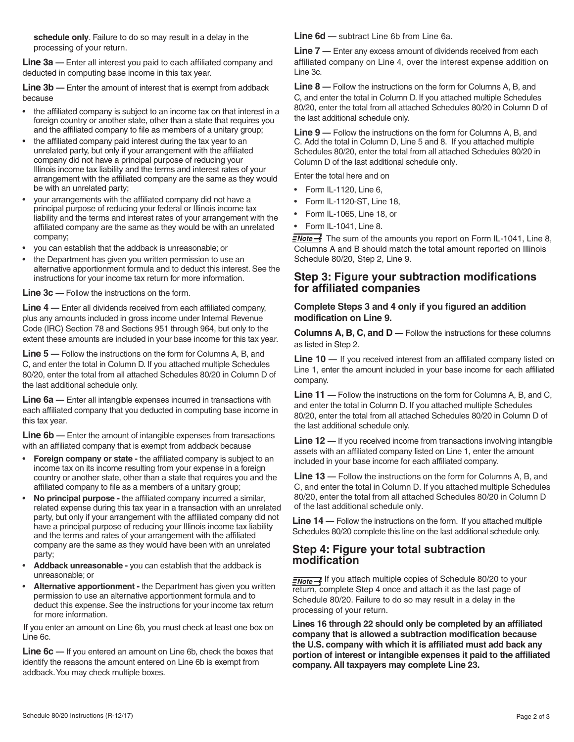**schedule only**. Failure to do so may result in a delay in the processing of your return.

**Line 3a —** Enter all interest you paid to each affiliated company and deducted in computing base income in this tax year.

**Line 3b —** Enter the amount of interest that is exempt from addback because

- the affiliated company is subject to an income tax on that interest in a foreign country or another state, other than a state that requires you and the affiliated company to file as members of a unitary group;
- the affiliated company paid interest during the tax year to an unrelated party, but only if your arrangement with the affiliated company did not have a principal purpose of reducing your Illinois income tax liability and the terms and interest rates of your arrangement with the affiliated company are the same as they would be with an unrelated party;
- your arrangements with the affiliated company did not have a principal purpose of reducing your federal or Illinois income tax liability and the terms and interest rates of your arrangement with the affiliated company are the same as they would be with an unrelated company;
- you can establish that the addback is unreasonable; or
- the Department has given you written permission to use an alternative apportionment formula and to deduct this interest. See the instructions for your income tax return for more information.

**Line 3c —** Follow the instructions on the form.

**Line 4 —** Enter all dividends received from each affiliated company, plus any amounts included in gross income under Internal Revenue Code (IRC) Section 78 and Sections 951 through 964, but only to the extent these amounts are included in your base income for this tax year.

**Line 5 —** Follow the instructions on the form for Columns A, B, and C, and enter the total in Column D. If you attached multiple Schedules 80/20, enter the total from all attached Schedules 80/20 in Column D of the last additional schedule only.

**Line 6a —** Enter all intangible expenses incurred in transactions with each affiliated company that you deducted in computing base income in this tax year.

**Line 6b —** Enter the amount of intangible expenses from transactions with an affiliated company that is exempt from addback because

- **Foreign company or state -** the affiliated company is subject to an income tax on its income resulting from your expense in a foreign country or another state, other than a state that requires you and the affiliated company to file as a members of a unitary group;
- **No principal purpose -** the affiliated company incurred a similar, related expense during this tax year in a transaction with an unrelated party, but only if your arrangement with the affiliated company did not have a principal purpose of reducing your Illinois income tax liability and the terms and rates of your arrangement with the affiliated company are the same as they would have been with an unrelated party;
- **Addback unreasonable -** you can establish that the addback is unreasonable; or
- **Alternative apportionment -** the Department has given you written permission to use an alternative apportionment formula and to deduct this expense. See the instructions for your income tax return for more information.

If you enter an amount on Line 6b, you must check at least one box on Line 6c.

**Line 6c —** If you entered an amount on Line 6b, check the boxes that identify the reasons the amount entered on Line 6b is exempt from addback. You may check multiple boxes.

**Line 6d —** subtract Line 6b from Line 6a.

**Line 7 —** Enter any excess amount of dividends received from each affiliated company on Line 4, over the interest expense addition on Line 3c.

**Line 8 —** Follow the instructions on the form for Columns A, B, and C, and enter the total in Column D. If you attached multiple Schedules 80/20, enter the total from all attached Schedules 80/20 in Column D of the last additional schedule only.

**Line 9 —** Follow the instructions on the form for Columns A, B, and C. Add the total in Column D, Line 5 and 8. If you attached multiple Schedules 80/20, enter the total from all attached Schedules 80/20 in Column D of the last additional schedule only.

Enter the total here and on

- Form IL-1120, Line 6,
- Form IL-1120-ST, Line 18,
- Form IL-1065, Line 18, or
- Form IL-1041, Line 8.

**Note →** The sum of the amounts you report on Form IL-1041, Line 8, Columns A and B should match the total amount reported on Illinois Schedule 80/20, Step 2, Line 9.

## Step 3: Figure your subtraction modifications for affiliated companies

**Complete Steps 3 and 4 only if you figured an addition modification on Line 9.**

**Columns A, B, C, and D —** Follow the instructions for these columns as listed in Step 2.

**Line 10 —** If you received interest from an affiliated company listed on Line 1, enter the amount included in your base income for each affiliated company.

**Line 11 —** Follow the instructions on the form for Columns A, B, and C, and enter the total in Column D. If you attached multiple Schedules 80/20, enter the total from all attached Schedules 80/20 in Column D of the last additional schedule only.

**Line 12 —** If you received income from transactions involving intangible assets with an affiliated company listed on Line 1, enter the amount included in your base income for each affiliated company.

**Line 13 —** Follow the instructions on the form for Columns A, B, and C, and enter the total in Column D. If you attached multiple Schedules 80/20, enter the total from all attached Schedules 80/20 in Column D of the last additional schedule only.

**Line 14 —** Follow the instructions on the form. If you attached multiple Schedules 80/20 complete this line on the last additional schedule only.

## Step 4: Figure your total subtraction modification

**Note →** If you attach multiple copies of Schedule 80/20 to your return, complete Step 4 once and attach it as the last page of Schedule 80/20. Failure to do so may result in a delay in the processing of your return.

**Lines 16 through 22 should only be completed by an affiliated company that is allowed a subtraction modification because the U.S. company with which it is affiliated must add back any portion of interest or intangible expenses it paid to the affiliated company. All taxpayers may complete Line 23.**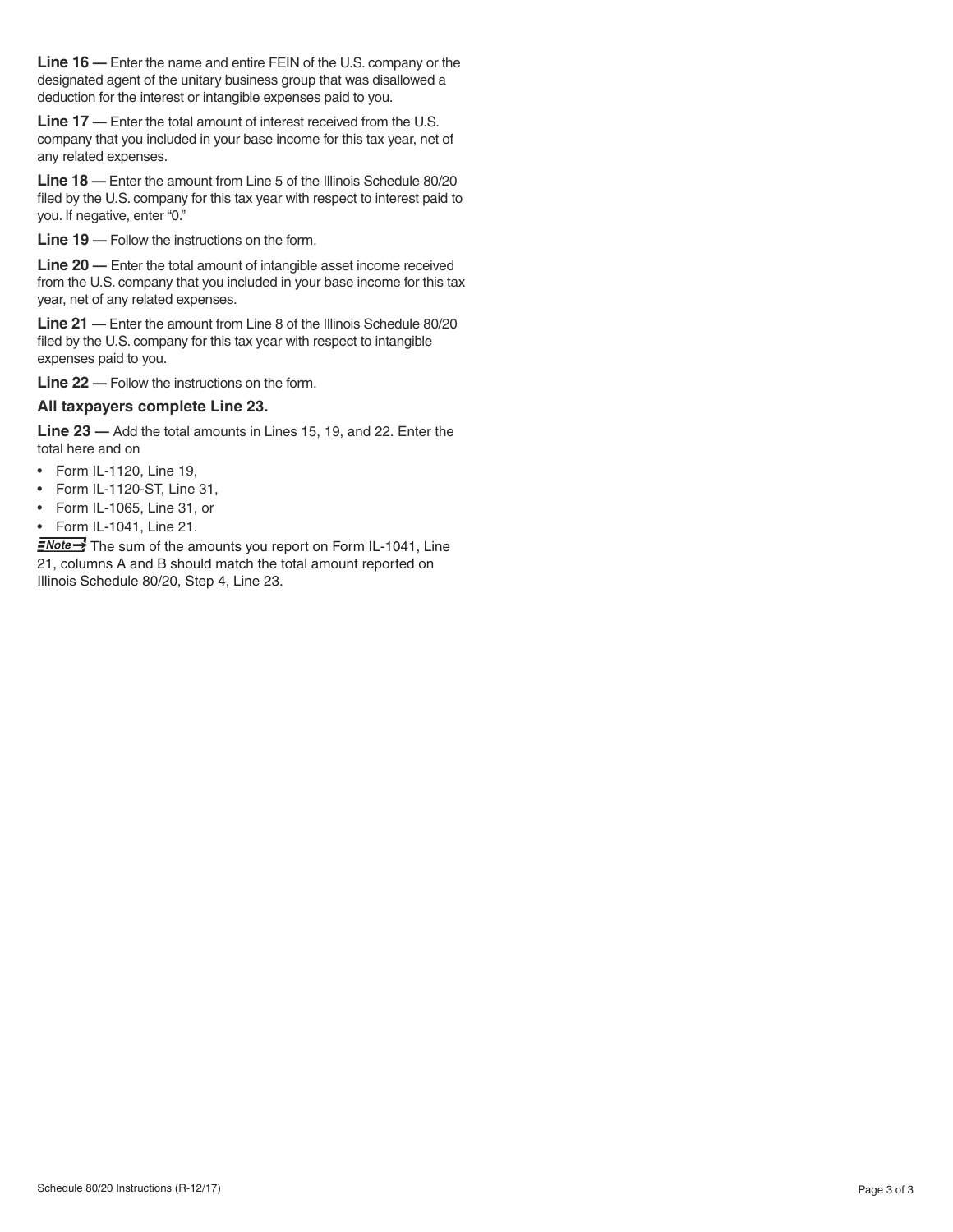**Line 16 —** Enter the name and entire FEIN of the U.S. company or the designated agent of the unitary business group that was disallowed a deduction for the interest or intangible expenses paid to you.

**Line 17 —** Enter the total amount of interest received from the U.S. company that you included in your base income for this tax year, net of any related expenses.

**Line 18 —** Enter the amount from Line 5 of the Illinois Schedule 80/20 filed by the U.S. company for this tax year with respect to interest paid to you. If negative, enter "0."

**Line 19 —** Follow the instructions on the form.

**Line 20 —** Enter the total amount of intangible asset income received from the U.S. company that you included in your base income for this tax year, net of any related expenses.

**Line 21 —** Enter the amount from Line 8 of the Illinois Schedule 80/20 filed by the U.S. company for this tax year with respect to intangible expenses paid to you.

**Line 22 —** Follow the instructions on the form.

**All taxpayers complete Line 23.**

**Line 23 —** Add the total amounts in Lines 15, 19, and 22. Enter the total here and on

- Form IL-1120, Line 19,
- Form IL-1120-ST, Line 31,
- Form IL-1065, Line 31, or
- Form IL-1041, Line 21.

*Note* The sum of the amounts you report on Form IL-1041, Line 21, columns A and B should match the total amount reported on Illinois Schedule 80/20, Step 4, Line 23.